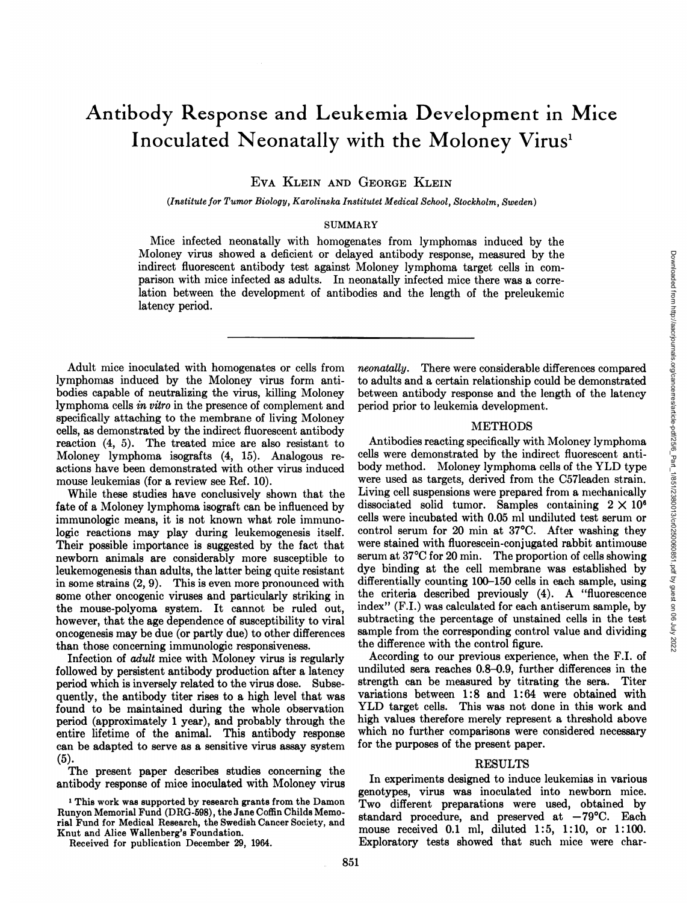# Antibody Response and Leukemia Development in Mice Inoculated Neonatally with the Moloney Virus[1]

EVA KLEIN AND GEORGE KLEIN

*(Institute for Tumor Biology, Karolinska Institutet Medical School, Stockholm, Sweden)*

## SUMMARY

Mice infected neonatally with homogenates from lymphomas induced by the Moloney virus showed a deficient or delayed antibody response, measured by the indirect fluorescent antibody test against Moloney lymphoma target cells in comparison with mice infected as adults. In neonatally infected mice there was a correlation between the development of antibodies and the length of the preleukemic latency period.

---

Adult mice inoculated with homogenates or cells from lymphomas induced by the Moloney virus form antibodies capable of neutralizing the virus, killing Moloney lymphoma cells *in vitro* in the presence of complement and specifically attaching to the membrane of living Moloney cells, as demonstrated by the indirect fluorescent antibody reaction (4, 5). The treated mice are also resistant to Moloney lymphoma isografts (4, 15). Analogous reactions have been demonstrated with other virus induced mouse leukemias (for a review see Ref. 10).

While these studies have conclusively shown that the fate of a Moloney lymphoma isograft can be influenced by immunologic means, it is not known what role immunologic reactions may play during leukemogenesis itself. Their possible importance is suggested by the fact that newborn animals are considerably more susceptible to leukemogenesis than adults, the latter being quite resistant in some strains (2, 9). This is even more pronounced with some other oncogenic viruses and particularly striking in the mouse-polyoma system. It cannot be ruled out, however, that the age dependence of susceptibility to viral oncogenesis may be due (or partly due) to other differences than those concerning immunologic responsiveness.

Infection of *adult* mice with Moloney virus is regularly followed by persistent antibody production after a latency period which is inversely related to the virus dose. Subsequently, the antibody titer rises to a high level that was found to be maintained during the whole observation period (approximately 1 year), and probably through the entire lifetime of the animal. This antibody response can be adapted to serve as a sensitive virus assay system (5).

The present paper describes studies concerning the antibody response of mice inoculated with Moloney virus *neonatally*. There were considerable differences compared to adults and a certain relationship could be demonstrated between antibody response and the length of the latency period prior to leukemia development.

## METHODS

Antibodies reacting specifically with Moloney lymphoma cells were demonstrated by the indirect fluorescent antibody method. Moloney lymphoma cells of the YLD type were used as targets, derived from the C57leaden strain. Living cell suspensions were prepared from a mechanically dissociated solid tumor. Samples containing $2 \times 10^6$ cells were incubated with 0.05 ml undiluted test serum or control serum for 20 min at 37°C. After washing they were stained with fluorescein-conjugated rabbit antimouse serum at 37°C for 20 min. The proportion of cells showing dye binding at the cell membrane was established by differentially counting 100–150 cells in each sample, using the criteria described previously (4). A "fluorescence index" (F.I.) was calculated for each antiserum sample, by subtracting the percentage of unstained cells in the test sample from the corresponding control value and dividing the difference with the control figure.

According to our previous experience, when the F.I. of undiluted sera reaches 0.8–0.9, further differences in the strength can be measured by titrating the sera. Titer variations between 1:8 and 1:64 were obtained with YLD target cells. This was not done in this work and high values therefore merely represent a threshold above which no further comparisons were considered necessary for the purposes of the present paper.

## RESULTS

In experiments designed to induce leukemias in various genotypes, virus was inoculated into newborn mice. Two different preparations were used, obtained by standard procedure, and preserved at −79°C. Each mouse received 0.1 ml, diluted 1:5, 1:10, or 1:100. Exploratory tests showed that such mice were char-

[1] This work was supported by research grants from the Damon Runyon Memorial Fund (DRG-598), the Jane Coffin Childs Memorial Fund for Medical Research, the Swedish Cancer Society, and Knut and Alice Wallenberg's Foundation.

Received for publication December 29, 1964.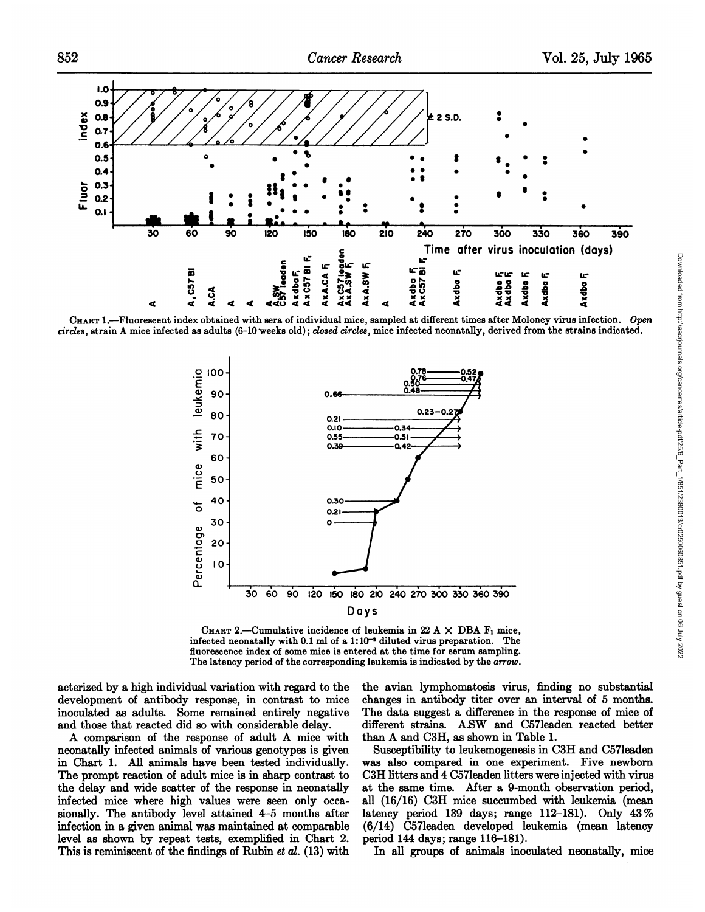CHART 1.—Fluorescent index obtained with sera of individual mice, sampled at different times after Moloney virus infection. *Open circles*, strain A mice infected as adults (6–10 weeks old); *closed circles*, mice infected neonatally, derived from the strains indicated.

CHART 2.—Cumulative incidence of leukemia in 22 A × DBA $F_1$ mice, infected neonatally with 0.1 ml of a $1{:}10^{-3}$ diluted virus preparation. The fluorescence index of some mice is entered at the time for serum sampling. The latency period of the corresponding leukemia is indicated by the *arrow*.

acterized by a high individual variation with regard to the development of antibody response, in contrast to mice inoculated as adults. Some remained entirely negative and those that reacted did so with considerable delay.

A comparison of the response of adult A mice with neonatally infected animals of various genotypes is given in Chart 1. All animals have been tested individually. The prompt reaction of adult mice is in sharp contrast to the delay and wide scatter of the response in neonatally infected mice where high values were seen only occasionally. The antibody level attained 4–5 months after infection in a given animal was maintained at comparable level as shown by repeat tests, exemplified in Chart 2. This is reminiscent of the findings of Rubin *et al.* (13) with the avian lymphomatosis virus, finding no substantial changes in antibody titer over an interval of 5 months. The data suggest a difference in the response of mice of different strains. A.SW and C57leaden reacted better than A and C3H, as shown in Table 1.

Susceptibility to leukemogenesis in C3H and C57leaden was also compared in one experiment. Five newborn C3H litters and 4 C57leaden litters were injected with virus at the same time. After a 9-month observation period, all (16/16) C3H mice succumbed with leukemia (mean latency period 139 days; range 112–181). Only 43% (6/14) C57leaden developed leukemia (mean latency period 144 days; range 116–181).

In all groups of animals inoculated neonatally, mice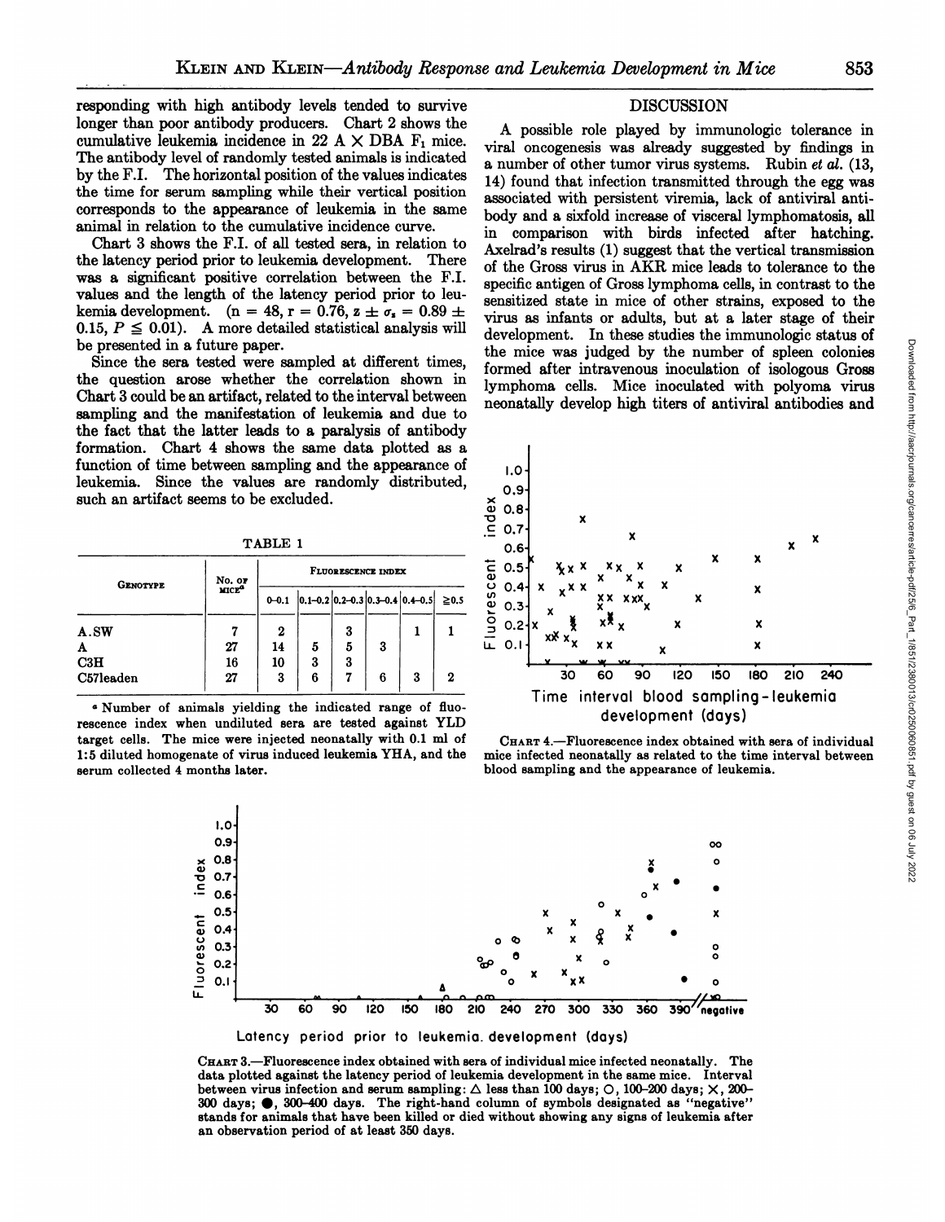responding with high antibody levels tended to survive longer than poor antibody producers. Chart 2 shows the cumulative leukemia incidence in 22 A × DBA $F_1$ mice. The antibody level of randomly tested animals is indicated by the F.I. The horizontal position of the values indicates the time for serum sampling while their vertical position corresponds to the appearance of leukemia in the same animal in relation to the cumulative incidence curve.

Chart 3 shows the F.I. of all tested sera, in relation to the latency period prior to leukemia development. There was a significant positive correlation between the F.I. values and the length of the latency period prior to leukemia development. ($n = 48$, $r = 0.76$, $z \pm \sigma_z = 0.89 \pm 0.15$, $P \leq 0.01$). A more detailed statistical analysis will be presented in a future paper.

Since the sera tested were sampled at different times, the question arose whether the correlation shown in Chart 3 could be an artifact, related to the interval between sampling and the manifestation of leukemia and due to the fact that the latter leads to a paralysis of antibody formation. Chart 4 shows the same data plotted as a function of time between sampling and the appearance of leukemia. Since the values are randomly distributed, such an artifact seems to be excluded.

TABLE 1

| GENOTYPE | No. of mice[a] | FLUORESCENCE INDEX | | | | | |
|---|---|---|---|---|---|---|---|
| | | 0–0.1 | 0.1–0.2 | 0.2–0.3 | 0.3–0.4 | 0.4–0.5 | ≥0.5 |
| A.SW | 7 | 2 | | 3 | | 1 | 1 |
| A | 27 | 14 | 5 | 5 | 3 | | |
| C3H | 16 | 10 | 3 | 3 | | | |
| C57leaden | 27 | 3 | 6 | 7 | 6 | 3 | 2 |

[a] Number of animals yielding the indicated range of fluorescence index when undiluted sera are tested against YLD target cells. The mice were injected neonatally with 0.1 ml of 1:5 diluted homogenate of virus induced leukemia YHA, and the serum collected 4 months later.

CHART 4.—Fluorescence index obtained with sera of individual mice infected neonatally as related to the time interval between blood sampling and the appearance of leukemia.

CHART 3.—Fluorescence index obtained with sera of individual mice infected neonatally. The data plotted against the latency period of leukemia development in the same mice. Interval between virus infection and serum sampling: △ less than 100 days; ○, 100–200 days; ×, 200–300 days; ●, 300–400 days. The right-hand column of symbols designated as "negative" stands for animals that have been killed or died without showing any signs of leukemia after an observation period of at least 350 days.

## DISCUSSION

A possible role played by immunologic tolerance in viral oncogenesis was already suggested by findings in a number of other tumor virus systems. Rubin *et al.* (13, 14) found that infection transmitted through the egg was associated with persistent viremia, lack of antiviral antibody and a sixfold increase of visceral lymphomatosis, all in comparison with birds infected after hatching. Axelrad's results (1) suggest that the vertical transmission of the Gross virus in AKR mice leads to tolerance to the specific antigen of Gross lymphoma cells, in contrast to the sensitized state in mice of other strains, exposed to the virus as infants or adults, but at a later stage of their development. In these studies the immunologic status of the mice was judged by the number of spleen colonies formed after intravenous inoculation of isologous Gross lymphoma cells. Mice inoculated with polyoma virus neonatally develop high titers of antiviral antibodies and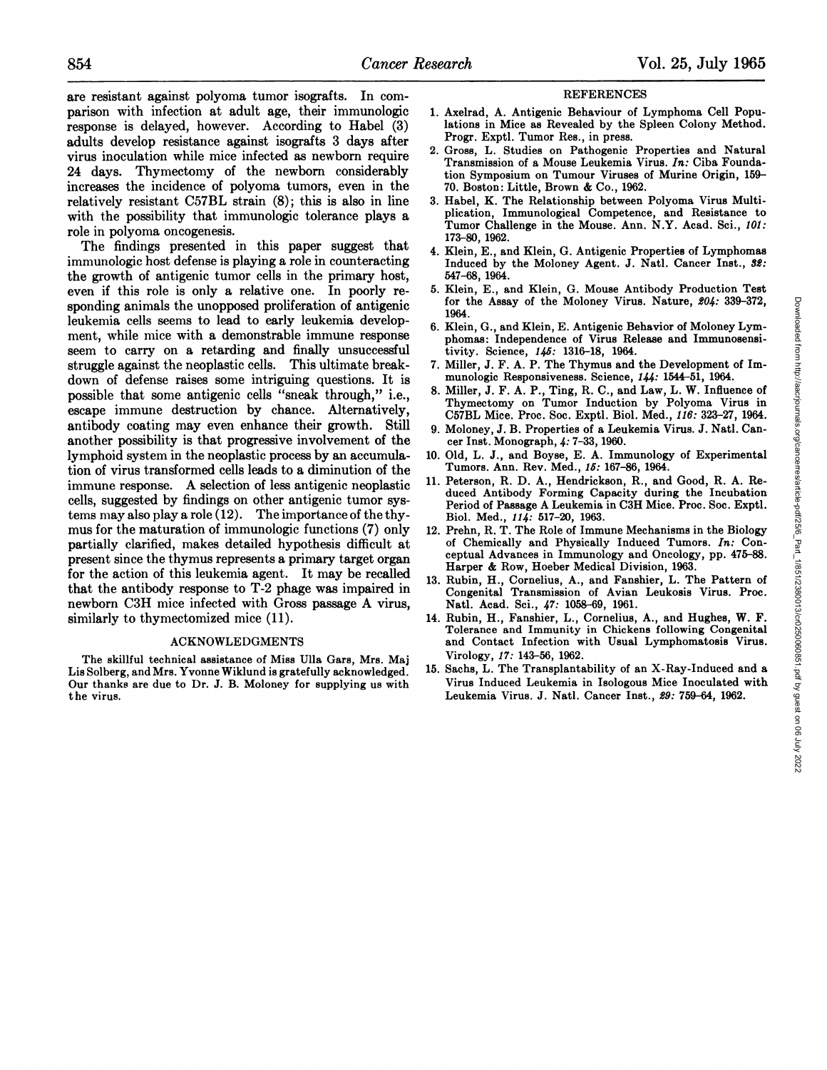are resistant against polyoma tumor isografts. In comparison with infection at adult age, their immunologic response is delayed, however. According to Habel (3) adults develop resistance against isografts 3 days after virus inoculation while mice infected as newborn require 24 days. Thymectomy of the newborn considerably increases the incidence of polyoma tumors, even in the relatively resistant C57BL strain (8); this is also in line with the possibility that immunologic tolerance plays a role in polyoma oncogenesis.

The findings presented in this paper suggest that immunologic host defense is playing a role in counteracting the growth of antigenic tumor cells in the primary host, even if this role is only a relative one. In poorly responding animals the unopposed proliferation of antigenic leukemia cells seems to lead to early leukemia development, while mice with a demonstrable immune response seem to carry on a retarding and finally unsuccessful struggle against the neoplastic cells. This ultimate breakdown of defense raises some intriguing questions. It is possible that some antigenic cells "sneak through," i.e., escape immune destruction by chance. Alternatively, antibody coating may even enhance their growth. Still another possibility is that progressive involvement of the lymphoid system in the neoplastic process by an accumulation of virus transformed cells leads to a diminution of the immune response. A selection of less antigenic neoplastic cells, suggested by findings on other antigenic tumor systems may also play a role (12). The importance of the thymus for the maturation of immunologic functions (7) only partially clarified, makes detailed hypothesis difficult at present since the thymus represents a primary target organ for the action of this leukemia agent. It may be recalled that the antibody response to T-2 phage was impaired in newborn C3H mice infected with Gross passage A virus, similarly to thymectomized mice (11).

## ACKNOWLEDGMENTS

The skillful technical assistance of Miss Ulla Gars, Mrs. Maj Lis Solberg, and Mrs. Yvonne Wiklund is gratefully acknowledged. Our thanks are due to Dr. J. B. Moloney for supplying us with the virus.

## REFERENCES

1. Axelrad, A. Antigenic Behaviour of Lymphoma Cell Populations in Mice as Revealed by the Spleen Colony Method. Progr. Exptl. Tumor Res., in press.
2. Gross, L. Studies on Pathogenic Properties and Natural Transmission of a Mouse Leukemia Virus. *In:* Ciba Foundation Symposium on Tumour Viruses of Murine Origin, 159–70. Boston: Little, Brown & Co., 1962.
3. Habel, K. The Relationship between Polyoma Virus Multiplication, Immunological Competence, and Resistance to Tumor Challenge in the Mouse. Ann. N.Y. Acad. Sci., *101:* 173–80, 1962.
4. Klein, E., and Klein, G. Antigenic Properties of Lymphomas Induced by the Moloney Agent. J. Natl. Cancer Inst., *32:* 547–68, 1964.
5. Klein, E., and Klein, G. Mouse Antibody Production Test for the Assay of the Moloney Virus. Nature, *204:* 339–372, 1964.
6. Klein, G., and Klein, E. Antigenic Behavior of Moloney Lymphomas: Independence of Virus Release and Immunosensitivity. Science, *145:* 1316–18, 1964.
7. Miller, J. F. A. P. The Thymus and the Development of Immunologic Responsiveness. Science, *144:* 1544–51, 1964.
8. Miller, J. F. A. P., Ting, R. C., and Law, L. W. Influence of Thymectomy on Tumor Induction by Polyoma Virus in C57BL Mice. Proc. Soc. Exptl. Biol. Med., *116:* 323–27, 1964.
9. Moloney, J. B. Properties of a Leukemia Virus. J. Natl. Cancer Inst. Monograph, *4:* 7–33, 1960.
10. Old, L. J., and Boyse, E. A. Immunology of Experimental Tumors. Ann. Rev. Med., *15:* 167–86, 1964.
11. Peterson, R. D. A., Hendrickson, R., and Good, R. A. Reduced Antibody Forming Capacity during the Incubation Period of Passage A Leukemia in C3H Mice. Proc. Soc. Exptl. Biol. Med., *114:* 517–20, 1963.
12. Prehn, R. T. The Role of Immune Mechanisms in the Biology of Chemically and Physically Induced Tumors. *In:* Conceptual Advances in Immunology and Oncology, pp. 475–88. Harper & Row, Hoeber Medical Division, 1963.
13. Rubin, H., Cornelius, A., and Fanshier, L. The Pattern of Congenital Transmission of Avian Leukosis Virus. Proc. Natl. Acad. Sci., *47:* 1058–69, 1961.
14. Rubin, H., Fanshier, L., Cornelius, A., and Hughes, W. F. Tolerance and Immunity in Chickens following Congenital and Contact Infection with Usual Lymphomatosis Virus. Virology, *17:* 143–56, 1962.
15. Sachs, L. The Transplantability of an X-Ray-Induced and a Virus Induced Leukemia in Isologous Mice Inoculated with Leukemia Virus. J. Natl. Cancer Inst., *29:* 759–64, 1962.